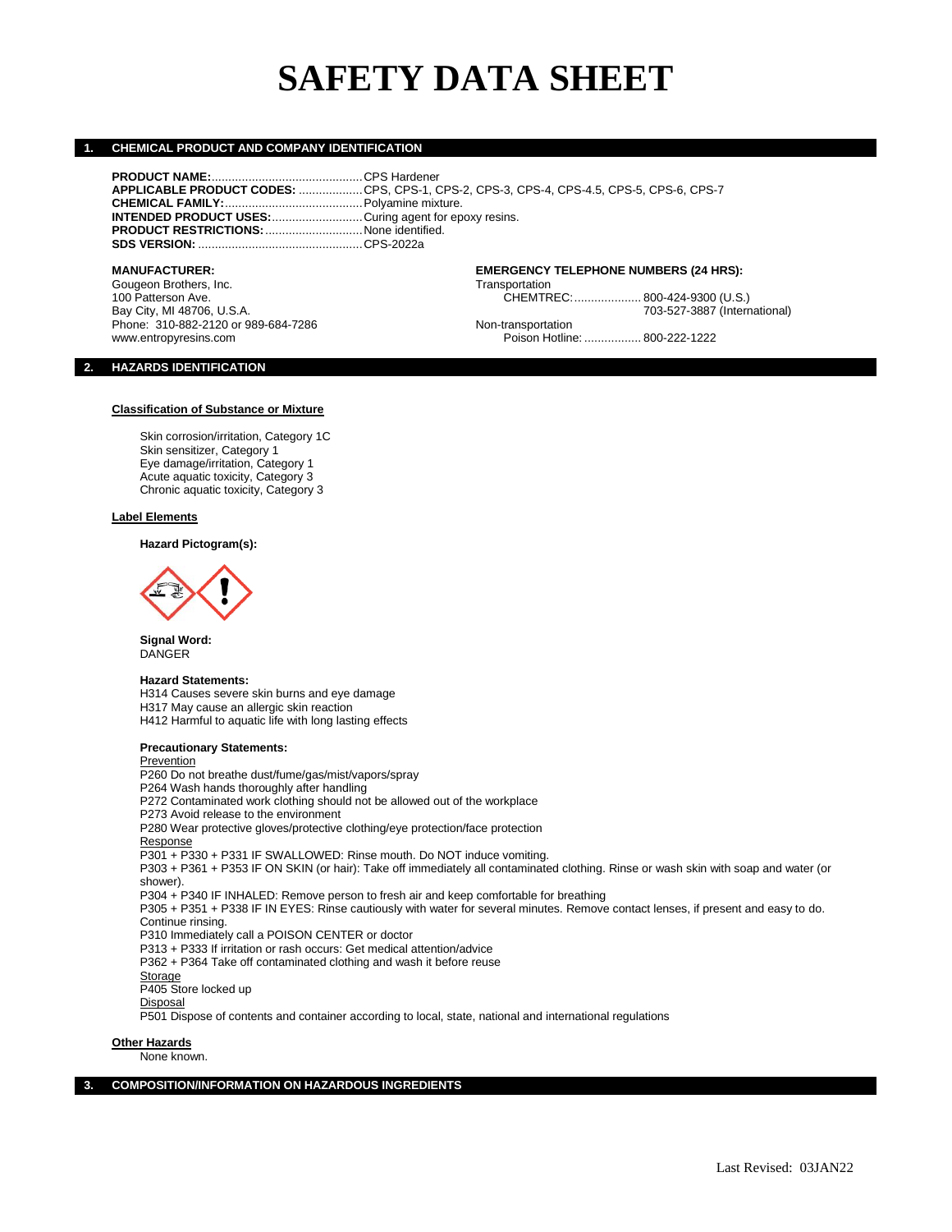# SAFETY DATA SHEET

## 1. CHEMICAL PRODUCT AND COMPANY IDENTIFICATION

**PRODUCT NAME:** CPS Hardener
**APPLICABLE PRODUCT CODES:** CPS, CPS-1, CPS-2, CPS-3, CPS-4, CPS-4.5, CPS-5, CPS-6, CPS-7
**CHEMICAL FAMILY:** Polyamine mixture.
**INTENDED PRODUCT USES:** Curing agent for epoxy resins.
**PRODUCT RESTRICTIONS:** None identified.
**SDS VERSION:** CPS-2022a

**MANUFACTURER:**
Gougeon Brothers, Inc.
100 Patterson Ave.
Bay City, MI 48706, U.S.A.
Phone: 310-882-2120 or 989-684-7286
www.entropyresins.com

**EMERGENCY TELEPHONE NUMBERS (24 HRS):**
Transportation
CHEMTREC: 800-424-9300 (U.S.)
703-527-3887 (International)
Non-transportation
Poison Hotline: 800-222-1222

## 2. HAZARDS IDENTIFICATION

**Classification of Substance or Mixture**

Skin corrosion/irritation, Category 1C
Skin sensitizer, Category 1
Eye damage/irritation, Category 1
Acute aquatic toxicity, Category 3
Chronic aquatic toxicity, Category 3

**Label Elements**

**Hazard Pictogram(s):**

**Signal Word:**
DANGER

**Hazard Statements:**
H314 Causes severe skin burns and eye damage
H317 May cause an allergic skin reaction
H412 Harmful to aquatic life with long lasting effects

**Precautionary Statements:**

Prevention
P260 Do not breathe dust/fume/gas/mist/vapors/spray
P264 Wash hands thoroughly after handling
P272 Contaminated work clothing should not be allowed out of the workplace
P273 Avoid release to the environment
P280 Wear protective gloves/protective clothing/eye protection/face protection

Response
P301 + P330 + P331 IF SWALLOWED: Rinse mouth. Do NOT induce vomiting.
P303 + P361 + P353 IF ON SKIN (or hair): Take off immediately all contaminated clothing. Rinse or wash skin with soap and water (or shower).
P304 + P340 IF INHALED: Remove person to fresh air and keep comfortable for breathing
P305 + P351 + P338 IF IN EYES: Rinse cautiously with water for several minutes. Remove contact lenses, if present and easy to do. Continue rinsing.
P310 Immediately call a POISON CENTER or doctor
P313 + P333 If irritation or rash occurs: Get medical attention/advice
P362 + P364 Take off contaminated clothing and wash it before reuse

Storage
P405 Store locked up

Disposal
P501 Dispose of contents and container according to local, state, national and international regulations

**Other Hazards**
None known.

## 3. COMPOSITION/INFORMATION ON HAZARDOUS INGREDIENTS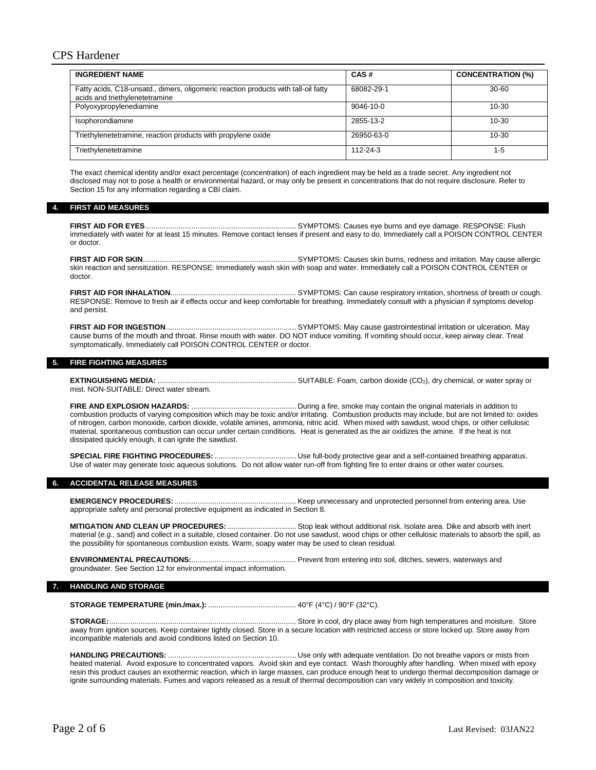| INGREDIENT NAME | CAS # | CONCENTRATION (%) |
|---|---|---|
| Fatty acids, C18-unsatd., dimers, oligomeric reaction products with tall-oil fatty acids and triethylenetetramine | 68082-29-1 | 30-60 |
| Polyoxypropylenediamine | 9046-10-0 | 10-30 |
| Isophorondiamine | 2855-13-2 | 10-30 |
| Triethylenetetramine, reaction products with propylene oxide | 26950-63-0 | 10-30 |
| Triethylenetetramine | 112-24-3 | 1-5 |

The exact chemical identity and/or exact percentage (concentration) of each ingredient may be held as a trade secret. Any ingredient not disclosed may not to pose a health or environmental hazard, or may only be present in concentrations that do not require disclosure. Refer to Section 15 for any information regarding a CBI claim.

## 4. FIRST AID MEASURES

**FIRST AID FOR EYES**........................................................................ SYMPTOMS: Causes eye burns and eye damage. RESPONSE: Flush immediately with water for at least 15 minutes. Remove contact lenses if present and easy to do. Immediately call a POISON CONTROL CENTER or doctor.

**FIRST AID FOR SKIN**........................................................................ SYMPTOMS: Causes skin burns, redness and irritation. May cause allergic skin reaction and sensitization. RESPONSE: Immediately wash skin with soap and water. Immediately call a POISON CONTROL CENTER or doctor.

**FIRST AID FOR INHALATION**........................................................... SYMPTOMS: Can cause respiratory irritation, shortness of breath or cough. RESPONSE: Remove to fresh air if effects occur and keep comfortable for breathing. Immediately consult with a physician if symptoms develop and persist.

**FIRST AID FOR INGESTION**.............................................................. SYMPTOMS: May cause gastrointestinal irritation or ulceration. May cause burns of the mouth and throat. Rinse mouth with water. DO NOT induce vomiting. If vomiting should occur, keep airway clear. Treat symptomatically. Immediately call POISON CONTROL CENTER or doctor.

## 5. FIRE FIGHTING MEASURES

**EXTINGUISHING MEDIA:** ................................................................. SUITABLE: Foam, carbon dioxide ($CO_2$), dry chemical, or water spray or mist. NON-SUITABLE: Direct water stream.

**FIRE AND EXPLOSION HAZARDS:** .................................................. During a fire, smoke may contain the original materials in addition to combustion products of varying composition which may be toxic and/or irritating. Combustion products may include, but are not limited to: oxides of nitrogen, carbon monoxide, carbon dioxide, volatile amines, ammonia, nitric acid. When mixed with sawdust, wood chips, or other cellulosic material, spontaneous combustion can occur under certain conditions. Heat is generated as the air oxidizes the amine. If the heat is not dissipated quickly enough, it can ignite the sawdust.

**SPECIAL FIRE FIGHTING PROCEDURES:** ....................................... Use full-body protective gear and a self-contained breathing apparatus. Use of water may generate toxic aqueous solutions. Do not allow water run-off from fighting fire to enter drains or other water courses.

## 6. ACCIDENTAL RELEASE MEASURES

**EMERGENCY PROCEDURES:** .......................................................... Keep unnecessary and unprotected personnel from entering area. Use appropriate safety and personal protective equipment as indicated in Section 8.

**MITIGATION AND CLEAN UP PROCEDURES:** ................................. Stop leak without additional risk. Isolate area. Dike and absorb with inert material (*e.g.*, sand) and collect in a suitable, closed container. Do not use sawdust, wood chips or other cellulosic materials to absorb the spill, as the possibility for spontaneous combustion exists. Warm, soapy water may be used to clean residual.

**ENVIRONMENTAL PRECAUTIONS:**.................................................. Prevent from entering into soil, ditches, sewers, waterways and groundwater. See Section 12 for environmental impact information.

## 7. HANDLING AND STORAGE

**STORAGE TEMPERATURE (min./max.):** .......................................... 40°F (4°C) / 90°F (32°C).

**STORAGE:**......................................................................................... Store in cool, dry place away from high temperatures and moisture. Store away from ignition sources. Keep container tightly closed. Store in a secure location with restricted access or store locked up. Store away from incompatible materials and avoid conditions listed on Section 10.

**HANDLING PRECAUTIONS:** ............................................................. Use only with adequate ventilation. Do not breathe vapors or mists from heated material. Avoid exposure to concentrated vapors. Avoid skin and eye contact. Wash thoroughly after handling. When mixed with epoxy resin this product causes an exothermic reaction, which in large masses, can produce enough heat to undergo thermal decomposition damage or ignite surrounding materials. Fumes and vapors released as a result of thermal decomposition can vary widely in composition and toxicity.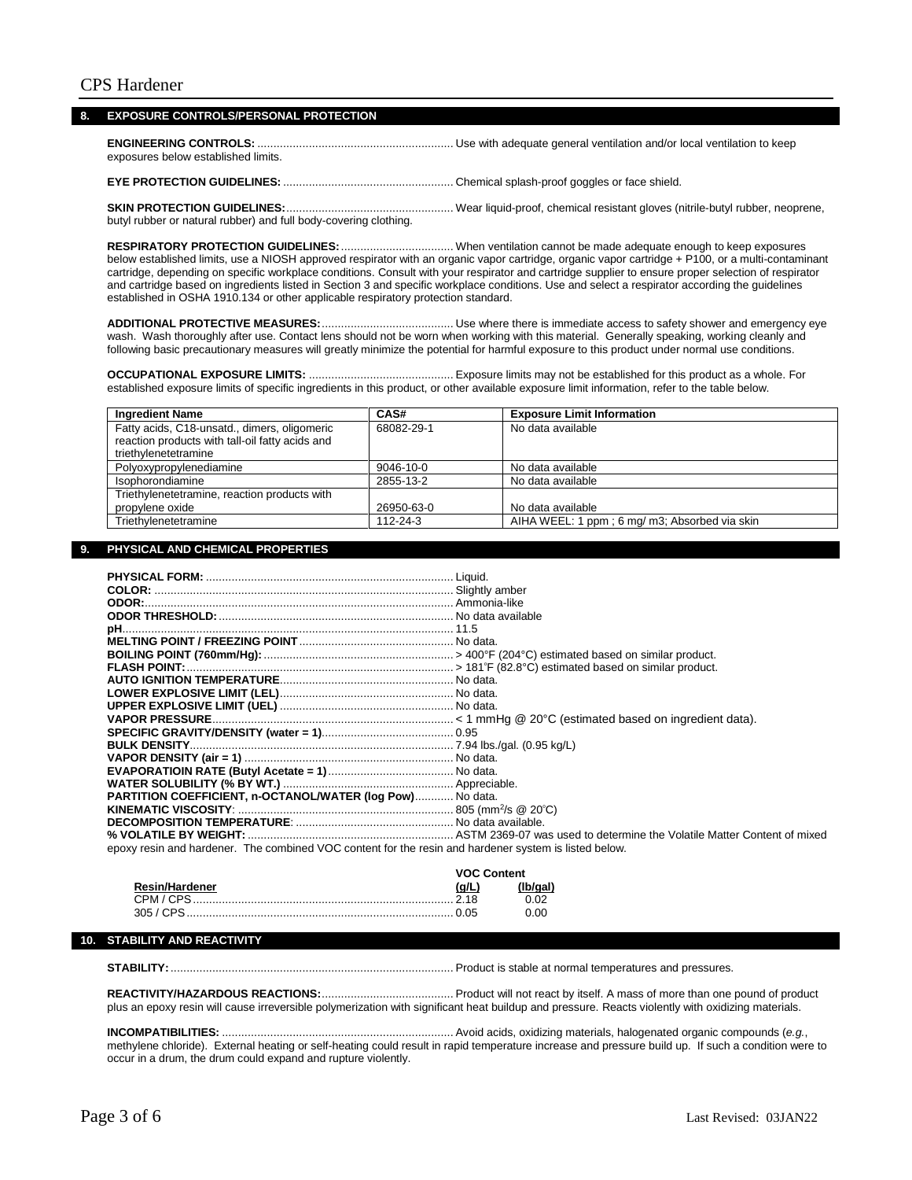## 8. EXPOSURE CONTROLS/PERSONAL PROTECTION

**ENGINEERING CONTROLS:** ............................................................ Use with adequate general ventilation and/or local ventilation to keep exposures below established limits.

**EYE PROTECTION GUIDELINES:** .................................................... Chemical splash-proof goggles or face shield.

**SKIN PROTECTION GUIDELINES:**.................................................... Wear liquid-proof, chemical resistant gloves (nitrile-butyl rubber, neoprene, butyl rubber or natural rubber) and full body-covering clothing.

**RESPIRATORY PROTECTION GUIDELINES:**................................... When ventilation cannot be made adequate enough to keep exposures below established limits, use a NIOSH approved respirator with an organic vapor cartridge, organic vapor cartridge + P100, or a multi-contaminant cartridge, depending on specific workplace conditions. Consult with your respirator and cartridge supplier to ensure proper selection of respirator and cartridge based on ingredients listed in Section 3 and specific workplace conditions. Use and select a respirator according the guidelines established in OSHA 1910.134 or other applicable respiratory protection standard.

**ADDITIONAL PROTECTIVE MEASURES:**......................................... Use where there is immediate access to safety shower and emergency eye wash. Wash thoroughly after use. Contact lens should not be worn when working with this material. Generally speaking, working cleanly and following basic precautionary measures will greatly minimize the potential for harmful exposure to this product under normal use conditions.

**OCCUPATIONAL EXPOSURE LIMITS:** ............................................ Exposure limits may not be established for this product as a whole. For established exposure limits of specific ingredients in this product, or other available exposure limit information, refer to the table below.

| Ingredient Name | CAS# | Exposure Limit Information |
|---|---|---|
| Fatty acids, C18-unsatd., dimers, oligomeric reaction products with tall-oil fatty acids and triethylenetetramine | 68082-29-1 | No data available |
| Polyoxypropylenediamine | 9046-10-0 | No data available |
| Isophorondiamine | 2855-13-2 | No data available |
| Triethylenetetramine, reaction products with propylene oxide | 26950-63-0 | No data available |
| Triethylenetetramine | 112-24-3 | AIHA WEEL: 1 ppm ; 6 mg/ m3; Absorbed via skin |

## 9. PHYSICAL AND CHEMICAL PROPERTIES

**PHYSICAL FORM:** ............................................................................ Liquid.
**COLOR:** ............................................................................................ Slightly amber
**ODOR:**............................................................................................... Ammonia-like
**ODOR THRESHOLD:** ........................................................................ No data available
**pH**...................................................................................................... 11.5
**MELTING POINT / FREEZING POINT** ................................................ No data.
**BOILING POINT (760mm/Hg):** .......................................................... > 400°F (204°C) estimated based on similar product.
**FLASH POINT:**................................................................................... > 181°F (82.8°C) estimated based on similar product.
**AUTO IGNITION TEMPERATURE**..................................................... No data.
**LOWER EXPLOSIVE LIMIT (LEL)**..................................................... No data.
**UPPER EXPLOSIVE LIMIT (UEL)** ..................................................... No data.
**VAPOR PRESSURE**.......................................................................... < 1 mmHg @ 20°C (estimated based on ingredient data).
**SPECIFIC GRAVITY/DENSITY (water = 1)**......................................... 0.95
**BULK DENSITY**................................................................................. 7.94 lbs./gal. (0.95 kg/L)
**VAPOR DENSITY (air = 1)** ................................................................ No data.
**EVAPORATIOIN RATE (Butyl Acetate = 1)**....................................... No data.
**WATER SOLUBILITY (% BY WT.)** .................................................... Appreciable.
**PARTITION COEFFICIENT, n-OCTANOL/WATER (log Pow)**............ No data.
**KINEMATIC VISCOSITY**: .................................................................. 805 ($mm^2/s$ @ 20°C)
**DECOMPOSITION TEMPERATURE**: ................................................. No data available.
**% VOLATILE BY WEIGHT:** ................................................................ ASTM 2369-07 was used to determine the Volatile Matter Content of mixed epoxy resin and hardener. The combined VOC content for the resin and hardener system is listed below.

| Resin/Hardener | VOC Content (g/L) | VOC Content (lb/gal) |
|---|---|---|
| CPM / CPS | 2.18 | 0.02 |
| 305 / CPS | 0.05 | 0.00 |

## 10. STABILITY AND REACTIVITY

**STABILITY:**....................................................................................... Product is stable at normal temperatures and pressures.

**REACTIVITY/HAZARDOUS REACTIONS:**......................................... Product will not react by itself. A mass of more than one pound of product plus an epoxy resin will cause irreversible polymerization with significant heat buildup and pressure. Reacts violently with oxidizing materials.

**INCOMPATIBILITIES:** ....................................................................... Avoid acids, oxidizing materials, halogenated organic compounds (*e.g.*, methylene chloride). External heating or self-heating could result in rapid temperature increase and pressure build up. If such a condition were to occur in a drum, the drum could expand and rupture violently.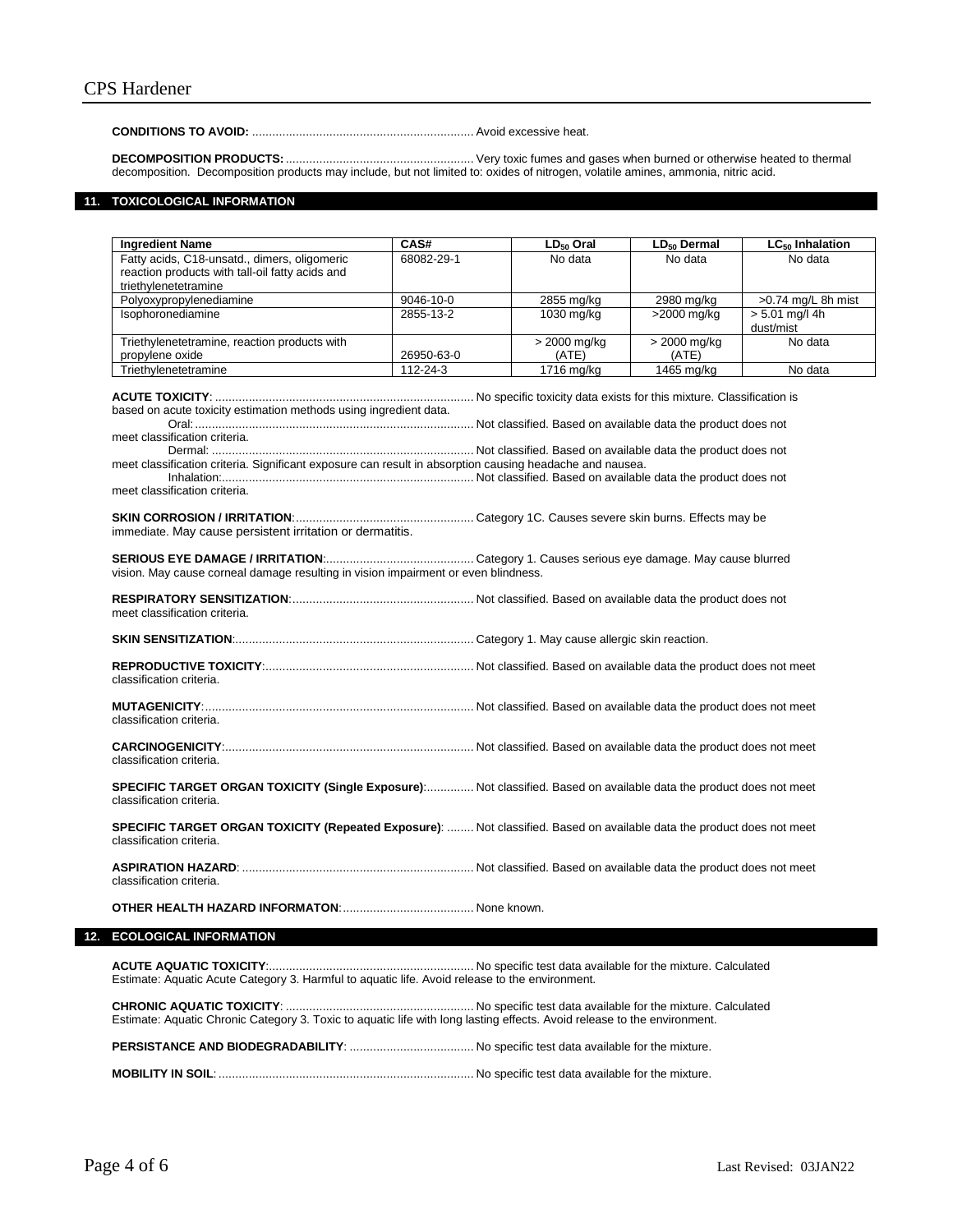**CONDITIONS TO AVOID:** .................................................................. Avoid excessive heat.

**DECOMPOSITION PRODUCTS:** ......................................................... Very toxic fumes and gases when burned or otherwise heated to thermal decomposition. Decomposition products may include, but not limited to: oxides of nitrogen, volatile amines, ammonia, nitric acid.

## 11. TOXICOLOGICAL INFORMATION

| Ingredient Name | CAS# | $LD_{50}$ Oral | $LD_{50}$ Dermal | $LC_{50}$ Inhalation |
|---|---|---|---|---|
| Fatty acids, C18-unsatd., dimers, oligomeric reaction products with tall-oil fatty acids and triethylenetetramine | 68082-29-1 | No data | No data | No data |
| Polyoxypropylenediamine | 9046-10-0 | 2855 mg/kg | 2980 mg/kg | >0.74 mg/L 8h mist |
| Isophoronediamine | 2855-13-2 | 1030 mg/kg | >2000 mg/kg | > 5.01 mg/l 4h dust/mist |
| Triethylenetetramine, reaction products with propylene oxide | 26950-63-0 | > 2000 mg/kg (ATE) | > 2000 mg/kg (ATE) | No data |
| Triethylenetetramine | 112-24-3 | 1716 mg/kg | 1465 mg/kg | No data |

**ACUTE TOXICITY**: ............................................................................ No specific toxicity data exists for this mixture. Classification is based on acute toxicity estimation methods using ingredient data.

Oral: .................................................................................. Not classified. Based on available data the product does not meet classification criteria.

Dermal: ............................................................................. Not classified. Based on available data the product does not meet classification criteria. Significant exposure can result in absorption causing headache and nausea.

Inhalation:.......................................................................... Not classified. Based on available data the product does not meet classification criteria.

**SKIN CORROSION / IRRITATION**:.................................................... Category 1C. Causes severe skin burns. Effects may be immediate. May cause persistent irritation or dermatitis.

**SERIOUS EYE DAMAGE / IRRITATION**:............................................ Category 1. Causes serious eye damage. May cause blurred vision. May cause corneal damage resulting in vision impairment or even blindness.

**RESPIRATORY SENSITIZATION**:...................................................... Not classified. Based on available data the product does not meet classification criteria.

**SKIN SENSITIZATION**:....................................................................... Category 1. May cause allergic skin reaction.

**REPRODUCTIVE TOXICITY**:.............................................................. Not classified. Based on available data the product does not meet classification criteria.

**MUTAGENICITY**:................................................................................ Not classified. Based on available data the product does not meet classification criteria.

**CARCINOGENICITY**:.......................................................................... Not classified. Based on available data the product does not meet classification criteria.

**SPECIFIC TARGET ORGAN TOXICITY (Single Exposure)**:.............. Not classified. Based on available data the product does not meet classification criteria.

**SPECIFIC TARGET ORGAN TOXICITY (Repeated Exposure)**: ........ Not classified. Based on available data the product does not meet classification criteria.

**ASPIRATION HAZARD**: ..................................................................... Not classified. Based on available data the product does not meet classification criteria.

**OTHER HEALTH HAZARD INFORMATON**:....................................... None known.

## 12. ECOLOGICAL INFORMATION

**ACUTE AQUATIC TOXICITY**:............................................................. No specific test data available for the mixture. Calculated Estimate: Aquatic Acute Category 3. Harmful to aquatic life. Avoid release to the environment.

**CHRONIC AQUATIC TOXICITY**: ........................................................ No specific test data available for the mixture. Calculated Estimate: Aquatic Chronic Category 3. Toxic to aquatic life with long lasting effects. Avoid release to the environment.

**PERSISTANCE AND BIODEGRADABILITY**: ..................................... No specific test data available for the mixture.

**MOBILITY IN SOIL**: ........................................................................... No specific test data available for the mixture.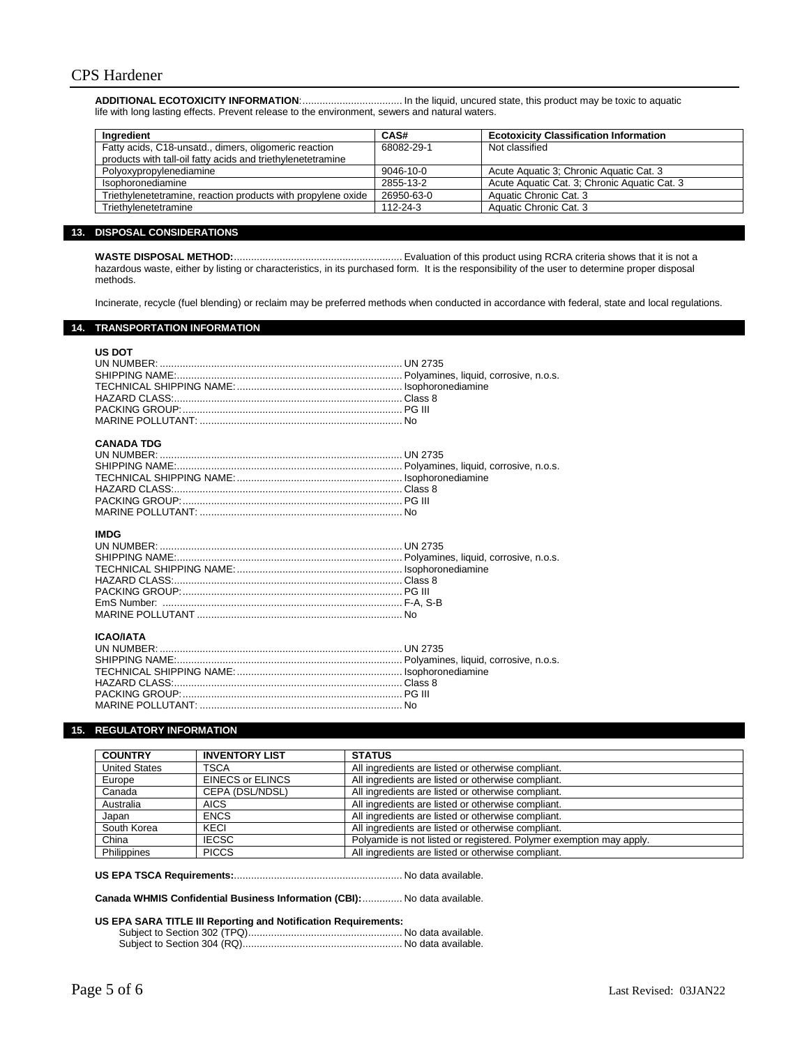**ADDITIONAL ECOTOXICITY INFORMATION**:................................... In the liquid, uncured state, this product may be toxic to aquatic life with long lasting effects. Prevent release to the environment, sewers and natural waters.

| Ingredient | CAS# | Ecotoxicity Classification Information |
|---|---|---|
| Fatty acids, C18-unsatd., dimers, oligomeric reaction products with tall-oil fatty acids and triethylenetetramine | 68082-29-1 | Not classified |
| Polyoxypropylenediamine | 9046-10-0 | Acute Aquatic 3; Chronic Aquatic Cat. 3 |
| Isophoronediamine | 2855-13-2 | Acute Aquatic Cat. 3; Chronic Aquatic Cat. 3 |
| Triethylenetetramine, reaction products with propylene oxide | 26950-63-0 | Aquatic Chronic Cat. 3 |
| Triethylenetetramine | 112-24-3 | Aquatic Chronic Cat. 3 |

## 13. DISPOSAL CONSIDERATIONS

**WASTE DISPOSAL METHOD:**........................................................... Evaluation of this product using RCRA criteria shows that it is not a hazardous waste, either by listing or characteristics, in its purchased form. It is the responsibility of the user to determine proper disposal methods.

Incinerate, recycle (fuel blending) or reclaim may be preferred methods when conducted in accordance with federal, state and local regulations.

## 14. TRANSPORTATION INFORMATION

**US DOT**

UN NUMBER:.................................................................................... UN 2735
SHIPPING NAME:.............................................................................. Polyamines, liquid, corrosive, n.o.s.
TECHNICAL SHIPPING NAME:......................................................... Isophoronediamine
HAZARD CLASS:............................................................................... Class 8
PACKING GROUP:............................................................................ PG III
MARINE POLLUTANT: ...................................................................... No

**CANADA TDG**

UN NUMBER:.................................................................................... UN 2735
SHIPPING NAME:.............................................................................. Polyamines, liquid, corrosive, n.o.s.
TECHNICAL SHIPPING NAME:......................................................... Isophoronediamine
HAZARD CLASS:............................................................................... Class 8
PACKING GROUP:............................................................................ PG III
MARINE POLLUTANT: ...................................................................... No

**IMDG**

UN NUMBER:.................................................................................... UN 2735
SHIPPING NAME:.............................................................................. Polyamines, liquid, corrosive, n.o.s.
TECHNICAL SHIPPING NAME:......................................................... Isophoronediamine
HAZARD CLASS:............................................................................... Class 8
PACKING GROUP:............................................................................ PG III
EmS Number: .................................................................................. F-A, S-B
MARINE POLLUTANT ....................................................................... No

**ICAO/IATA**

UN NUMBER:.................................................................................... UN 2735
SHIPPING NAME:.............................................................................. Polyamines, liquid, corrosive, n.o.s.
TECHNICAL SHIPPING NAME:......................................................... Isophoronediamine
HAZARD CLASS:............................................................................... Class 8
PACKING GROUP:............................................................................ PG III
MARINE POLLUTANT: ...................................................................... No

## 15. REGULATORY INFORMATION

| COUNTRY | INVENTORY LIST | STATUS |
|---|---|---|
| United States | TSCA | All ingredients are listed or otherwise compliant. |
| Europe | EINECS or ELINCS | All ingredients are listed or otherwise compliant. |
| Canada | CEPA (DSL/NDSL) | All ingredients are listed or otherwise compliant. |
| Australia | AICS | All ingredients are listed or otherwise compliant. |
| Japan | ENCS | All ingredients are listed or otherwise compliant. |
| South Korea | KECI | All ingredients are listed or otherwise compliant. |
| China | IECSC | Polyamide is not listed or registered. Polymer exemption may apply. |
| Philippines | PICCS | All ingredients are listed or otherwise compliant. |

**US EPA TSCA Requirements:**.......................................................... No data available.

**Canada WHMIS Confidential Business Information (CBI):**.............. No data available.

**US EPA SARA TITLE III Reporting and Notification Requirements:**

Subject to Section 302 (TPQ)..................................................... No data available.
Subject to Section 304 (RQ)....................................................... No data available.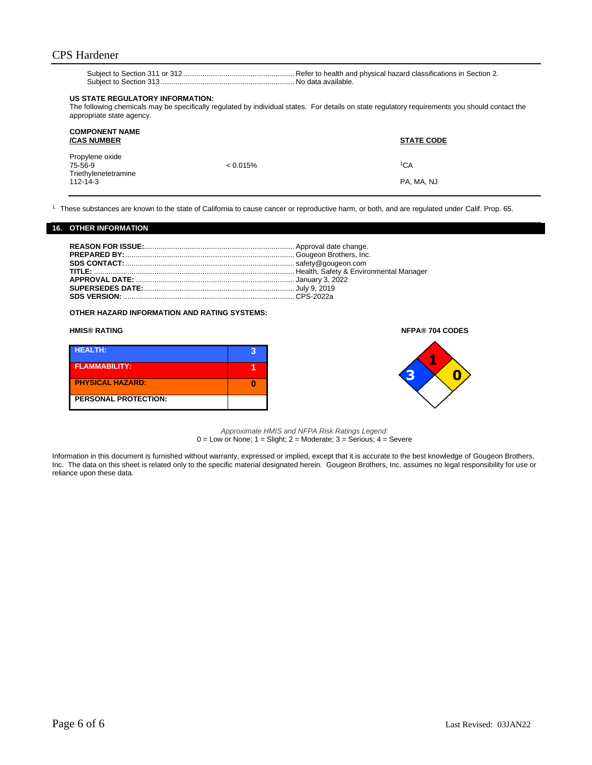Subject to Section 311 or 312 ..................................................... Refer to health and physical hazard classifications in Section 2.
Subject to Section 313 ................................................................ No data available.

**US STATE REGULATORY INFORMATION:**
The following chemicals may be specifically regulated by individual states. For details on state regulatory requirements you should contact the appropriate state agency.

| **COMPONENT NAME /CAS NUMBER** | | **STATE CODE** |
|---|---|---|
| Propylene oxide 75-56-9 | < 0.015% | [1]CA |
| Triethylenetetramine 112-14-3 | | PA, MA, NJ |

[1] These substances are known to the state of California to cause cancer or reproductive harm, or both, and are regulated under Calif. Prop. 65.

## 16. OTHER INFORMATION

**REASON FOR ISSUE:**........................................................................ Approval date change.
**PREPARED BY:**................................................................................ Gougeon Brothers, Inc.
**SDS CONTACT:**................................................................................ safety@gougeon.com
**TITLE:** ................................................................................................ Health, Safety & Environmental Manager
**APPROVAL DATE:** ............................................................................ January 3, 2022
**SUPERSEDES DATE:**........................................................................ July 9, 2019
**SDS VERSION:** .................................................................................. CPS-2022a

**OTHER HAZARD INFORMATION AND RATING SYSTEMS:**

**HMIS® RATING**

| | |
|---|---|
| **HEALTH:** | 3 |
| **FLAMMABILITY:** | 1 |
| **PHYSICAL HAZARD:** | 0 |
| **PERSONAL PROTECTION:** | |

**NFPA® 704 CODES**

1
3
0

*Approximate HMIS and NFPA Risk Ratings Legend:*
0 = Low or None; 1 = Slight; 2 = Moderate; 3 = Serious; 4 = Severe

Information in this document is furnished without warranty, expressed or implied, except that it is accurate to the best knowledge of Gougeon Brothers, Inc. The data on this sheet is related only to the specific material designated herein. Gougeon Brothers, Inc. assumes no legal responsibility for use or reliance upon these data.